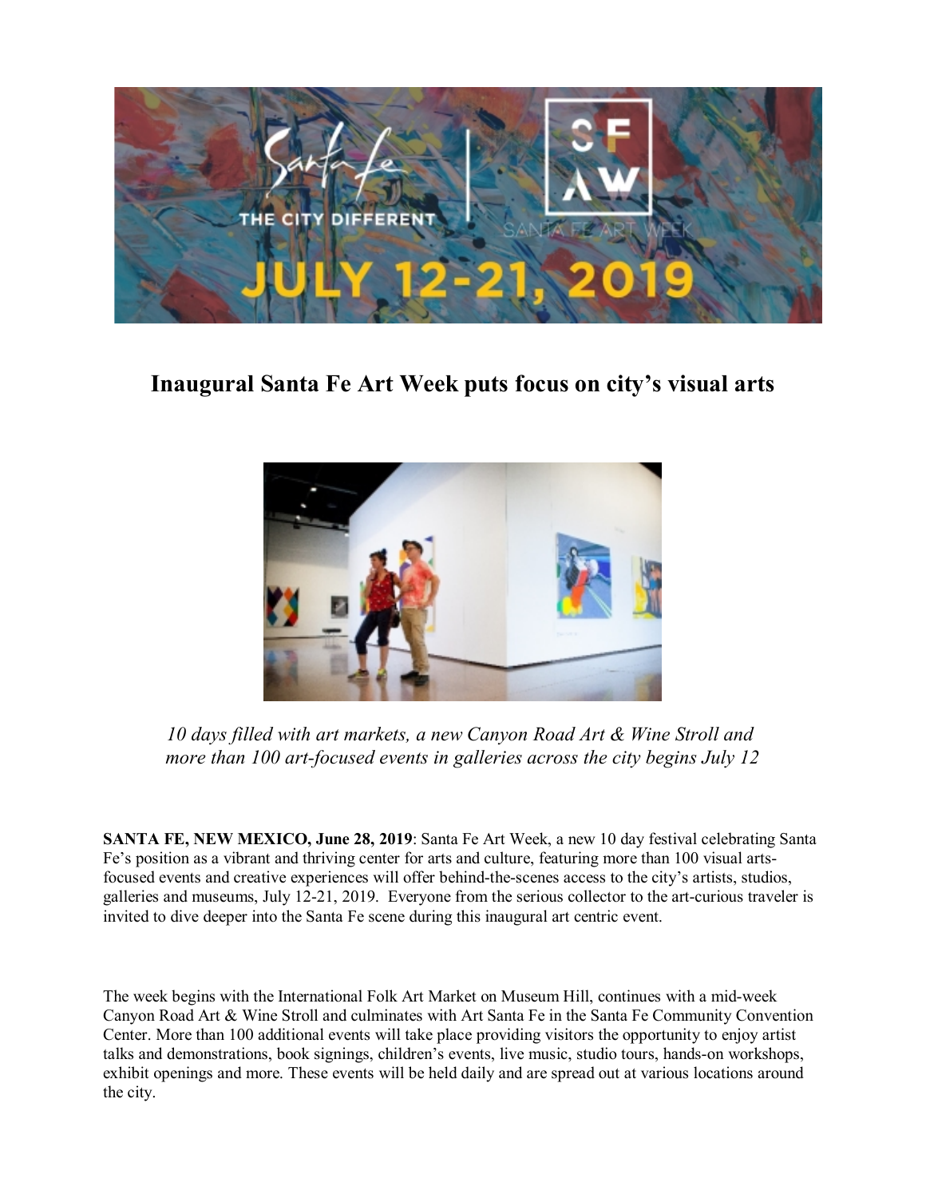# Inaugural Santa Fe Art Week puts focus on city's visual arts

*10 days filled with art markets, a new Canyon Road Art & Wine Stroll and more than 100 art-focused events in galleries across the city begins July 12*

**SANTA FE, NEW MEXICO, June 28, 2019**: Santa Fe Art Week, a new 10 day festival celebrating Santa Fe's position as a vibrant and thriving center for arts and culture, featuring more than 100 visual arts-focused events and creative experiences will offer behind-the-scenes access to the city's artists, studios, galleries and museums, July 12-21, 2019. Everyone from the serious collector to the art-curious traveler is invited to dive deeper into the Santa Fe scene during this inaugural art centric event.

The week begins with the International Folk Art Market on Museum Hill, continues with a mid-week Canyon Road Art & Wine Stroll and culminates with Art Santa Fe in the Santa Fe Community Convention Center. More than 100 additional events will take place providing visitors the opportunity to enjoy artist talks and demonstrations, book signings, children's events, live music, studio tours, hands-on workshops, exhibit openings and more. These events will be held daily and are spread out at various locations around the city.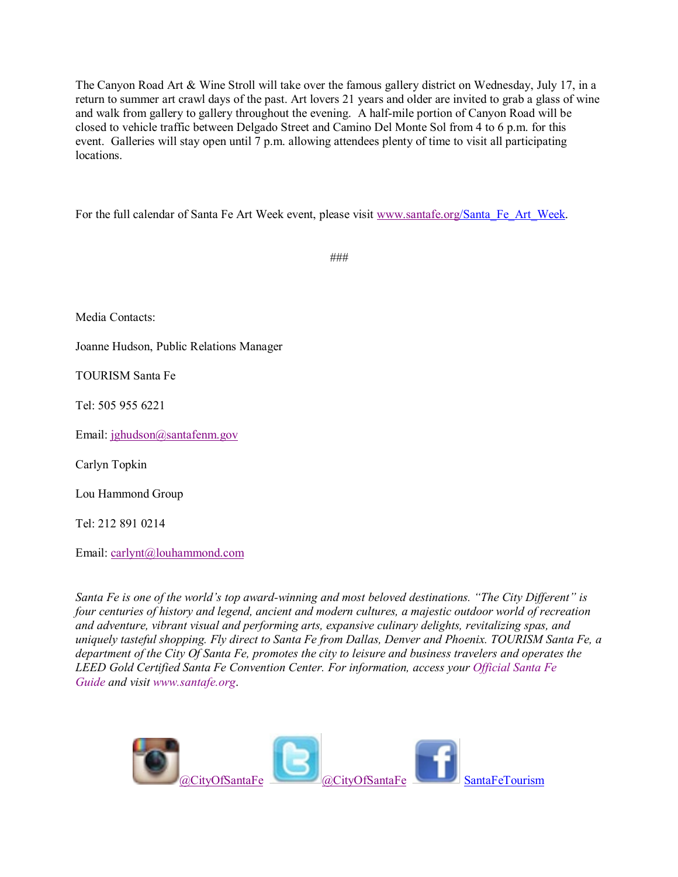The Canyon Road Art & Wine Stroll will take over the famous gallery district on Wednesday, July 17, in a return to summer art crawl days of the past. Art lovers 21 years and older are invited to grab a glass of wine and walk from gallery to gallery throughout the evening. A half-mile portion of Canyon Road will be closed to vehicle traffic between Delgado Street and Camino Del Monte Sol from 4 to 6 p.m. for this event. Galleries will stay open until 7 p.m. allowing attendees plenty of time to visit all participating locations.

For the full calendar of Santa Fe Art Week event, please visit www.santafe.org/Santa_Fe_Art_Week.

###

Media Contacts:

Joanne Hudson, Public Relations Manager

TOURISM Santa Fe

Tel: 505 955 6221

Email: jghudson@santafenm.gov

Carlyn Topkin

Lou Hammond Group

Tel: 212 891 0214

Email: carlynt@louhammond.com

*Santa Fe is one of the world's top award-winning and most beloved destinations. "The City Different" is four centuries of history and legend, ancient and modern cultures, a majestic outdoor world of recreation and adventure, vibrant visual and performing arts, expansive culinary delights, revitalizing spas, and uniquely tasteful shopping. Fly direct to Santa Fe from Dallas, Denver and Phoenix. TOURISM Santa Fe, a department of the City Of Santa Fe, promotes the city to leisure and business travelers and operates the LEED Gold Certified Santa Fe Convention Center. For information, access your Official Santa Fe Guide and visit www.santafe.org.*

@CityOfSantaFe @CityOfSantaFe SantaFeTourism